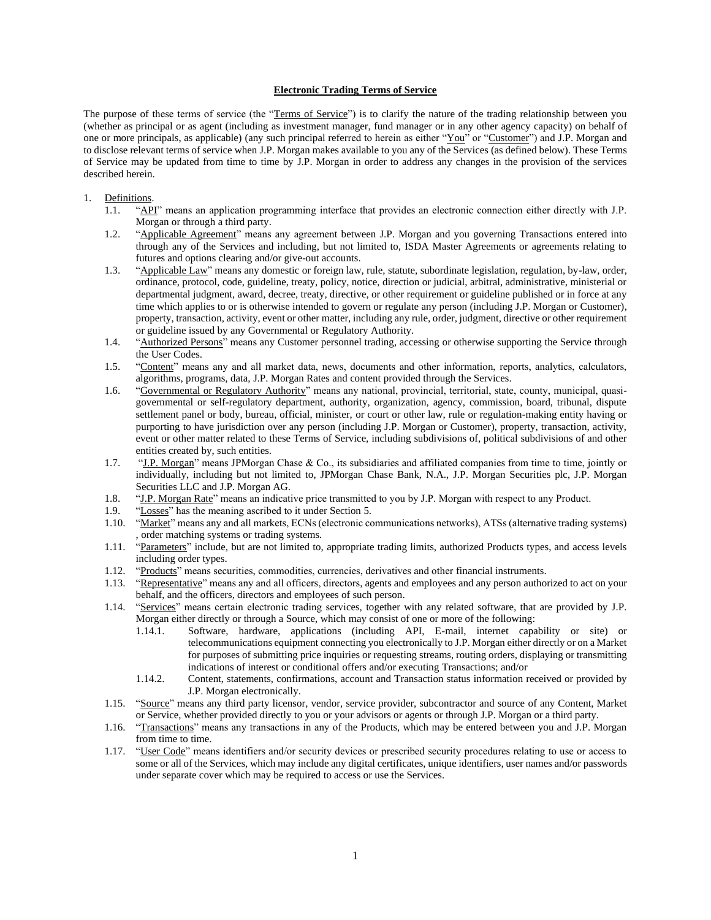# Electronic Trading Terms of Service

The purpose of these terms of service (the "Terms of Service") is to clarify the nature of the trading relationship between you (whether as principal or as agent (including as investment manager, fund manager or in any other agency capacity) on behalf of one or more principals, as applicable) (any such principal referred to herein as either "You" or "Customer") and J.P. Morgan and to disclose relevant terms of service when J.P. Morgan makes available to you any of the Services (as defined below). These Terms of Service may be updated from time to time by J.P. Morgan in order to address any changes in the provision of the services described herein.

1. Definitions.
   - 1.1. "API" means an application programming interface that provides an electronic connection either directly with J.P. Morgan or through a third party.
   - 1.2. "Applicable Agreement" means any agreement between J.P. Morgan and you governing Transactions entered into through any of the Services and including, but not limited to, ISDA Master Agreements or agreements relating to futures and options clearing and/or give-out accounts.
   - 1.3. "Applicable Law" means any domestic or foreign law, rule, statute, subordinate legislation, regulation, by-law, order, ordinance, protocol, code, guideline, treaty, policy, notice, direction or judicial, arbitral, administrative, ministerial or departmental judgment, award, decree, treaty, directive, or other requirement or guideline published or in force at any time which applies to or is otherwise intended to govern or regulate any person (including J.P. Morgan or Customer), property, transaction, activity, event or other matter, including any rule, order, judgment, directive or other requirement or guideline issued by any Governmental or Regulatory Authority.
   - 1.4. "Authorized Persons" means any Customer personnel trading, accessing or otherwise supporting the Service through the User Codes.
   - 1.5. "Content" means any and all market data, news, documents and other information, reports, analytics, calculators, algorithms, programs, data, J.P. Morgan Rates and content provided through the Services.
   - 1.6. "Governmental or Regulatory Authority" means any national, provincial, territorial, state, county, municipal, quasi-governmental or self-regulatory department, authority, organization, agency, commission, board, tribunal, dispute settlement panel or body, bureau, official, minister, or court or other law, rule or regulation-making entity having or purporting to have jurisdiction over any person (including J.P. Morgan or Customer), property, transaction, activity, event or other matter related to these Terms of Service, including subdivisions of, political subdivisions of and other entities created by, such entities.
   - 1.7. "J.P. Morgan" means JPMorgan Chase & Co., its subsidiaries and affiliated companies from time to time, jointly or individually, including but not limited to, JPMorgan Chase Bank, N.A., J.P. Morgan Securities plc, J.P. Morgan Securities LLC and J.P. Morgan AG.
   - 1.8. "J.P. Morgan Rate" means an indicative price transmitted to you by J.P. Morgan with respect to any Product.
   - 1.9. "Losses" has the meaning ascribed to it under Section 5.
   - 1.10. "Market" means any and all markets, ECNs (electronic communications networks), ATSs (alternative trading systems) , order matching systems or trading systems.
   - 1.11. "Parameters" include, but are not limited to, appropriate trading limits, authorized Products types, and access levels including order types.
   - 1.12. "Products" means securities, commodities, currencies, derivatives and other financial instruments.
   - 1.13. "Representative" means any and all officers, directors, agents and employees and any person authorized to act on your behalf, and the officers, directors and employees of such person.
   - 1.14. "Services" means certain electronic trading services, together with any related software, that are provided by J.P. Morgan either directly or through a Source, which may consist of one or more of the following:
     - 1.14.1. Software, hardware, applications (including API, E-mail, internet capability or site) or telecommunications equipment connecting you electronically to J.P. Morgan either directly or on a Market for purposes of submitting price inquiries or requesting streams, routing orders, displaying or transmitting indications of interest or conditional offers and/or executing Transactions; and/or
     - 1.14.2. Content, statements, confirmations, account and Transaction status information received or provided by J.P. Morgan electronically.
   - 1.15. "Source" means any third party licensor, vendor, service provider, subcontractor and source of any Content, Market or Service, whether provided directly to you or your advisors or agents or through J.P. Morgan or a third party.
   - 1.16. "Transactions" means any transactions in any of the Products, which may be entered between you and J.P. Morgan from time to time.
   - 1.17. "User Code" means identifiers and/or security devices or prescribed security procedures relating to use or access to some or all of the Services, which may include any digital certificates, unique identifiers, user names and/or passwords under separate cover which may be required to access or use the Services.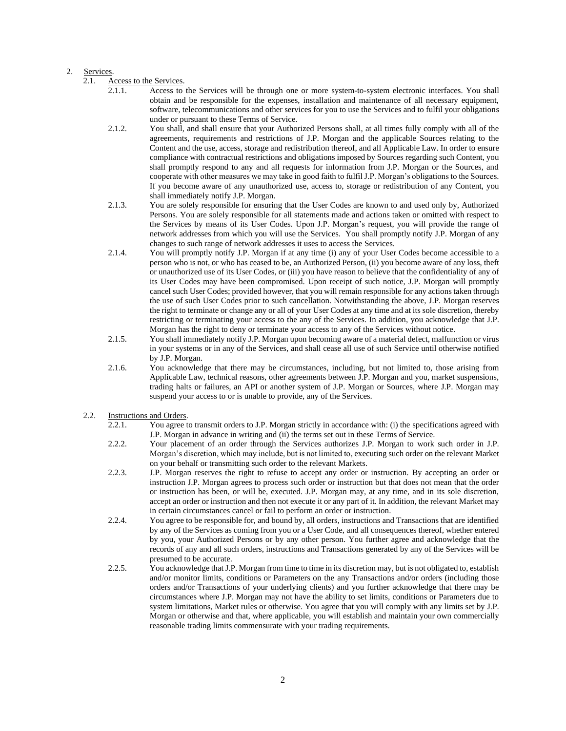2. <u>Services</u>.

2.1. <u>Access to the Services</u>.

2.1.1. Access to the Services will be through one or more system-to-system electronic interfaces. You shall obtain and be responsible for the expenses, installation and maintenance of all necessary equipment, software, telecommunications and other services for you to use the Services and to fulfil your obligations under or pursuant to these Terms of Service.

2.1.2. You shall, and shall ensure that your Authorized Persons shall, at all times fully comply with all of the agreements, requirements and restrictions of J.P. Morgan and the applicable Sources relating to the Content and the use, access, storage and redistribution thereof, and all Applicable Law. In order to ensure compliance with contractual restrictions and obligations imposed by Sources regarding such Content, you shall promptly respond to any and all requests for information from J.P. Morgan or the Sources, and cooperate with other measures we may take in good faith to fulfil J.P. Morgan's obligations to the Sources. If you become aware of any unauthorized use, access to, storage or redistribution of any Content, you shall immediately notify J.P. Morgan.

2.1.3. You are solely responsible for ensuring that the User Codes are known to and used only by, Authorized Persons. You are solely responsible for all statements made and actions taken or omitted with respect to the Services by means of its User Codes. Upon J.P. Morgan's request, you will provide the range of network addresses from which you will use the Services. You shall promptly notify J.P. Morgan of any changes to such range of network addresses it uses to access the Services.

2.1.4. You will promptly notify J.P. Morgan if at any time (i) any of your User Codes become accessible to a person who is not, or who has ceased to be, an Authorized Person, (ii) you become aware of any loss, theft or unauthorized use of its User Codes, or (iii) you have reason to believe that the confidentiality of any of its User Codes may have been compromised. Upon receipt of such notice, J.P. Morgan will promptly cancel such User Codes; provided however, that you will remain responsible for any actions taken through the use of such User Codes prior to such cancellation. Notwithstanding the above, J.P. Morgan reserves the right to terminate or change any or all of your User Codes at any time and at its sole discretion, thereby restricting or terminating your access to the any of the Services. In addition, you acknowledge that J.P. Morgan has the right to deny or terminate your access to any of the Services without notice.

2.1.5. You shall immediately notify J.P. Morgan upon becoming aware of a material defect, malfunction or virus in your systems or in any of the Services, and shall cease all use of such Service until otherwise notified by J.P. Morgan.

2.1.6. You acknowledge that there may be circumstances, including, but not limited to, those arising from Applicable Law, technical reasons, other agreements between J.P. Morgan and you, market suspensions, trading halts or failures, an API or another system of J.P. Morgan or Sources, where J.P. Morgan may suspend your access to or is unable to provide, any of the Services.

2.2. <u>Instructions and Orders</u>.

2.2.1. You agree to transmit orders to J.P. Morgan strictly in accordance with: (i) the specifications agreed with J.P. Morgan in advance in writing and (ii) the terms set out in these Terms of Service.

2.2.2. Your placement of an order through the Services authorizes J.P. Morgan to work such order in J.P. Morgan's discretion, which may include, but is not limited to, executing such order on the relevant Market on your behalf or transmitting such order to the relevant Markets.

2.2.3. J.P. Morgan reserves the right to refuse to accept any order or instruction. By accepting an order or instruction J.P. Morgan agrees to process such order or instruction but that does not mean that the order or instruction has been, or will be, executed. J.P. Morgan may, at any time, and in its sole discretion, accept an order or instruction and then not execute it or any part of it. In addition, the relevant Market may in certain circumstances cancel or fail to perform an order or instruction.

2.2.4. You agree to be responsible for, and bound by, all orders, instructions and Transactions that are identified by any of the Services as coming from you or a User Code, and all consequences thereof, whether entered by you, your Authorized Persons or by any other person. You further agree and acknowledge that the records of any and all such orders, instructions and Transactions generated by any of the Services will be presumed to be accurate.

2.2.5. You acknowledge that J.P. Morgan from time to time in its discretion may, but is not obligated to, establish and/or monitor limits, conditions or Parameters on the any Transactions and/or orders (including those orders and/or Transactions of your underlying clients) and you further acknowledge that there may be circumstances where J.P. Morgan may not have the ability to set limits, conditions or Parameters due to system limitations, Market rules or otherwise. You agree that you will comply with any limits set by J.P. Morgan or otherwise and that, where applicable, you will establish and maintain your own commercially reasonable trading limits commensurate with your trading requirements.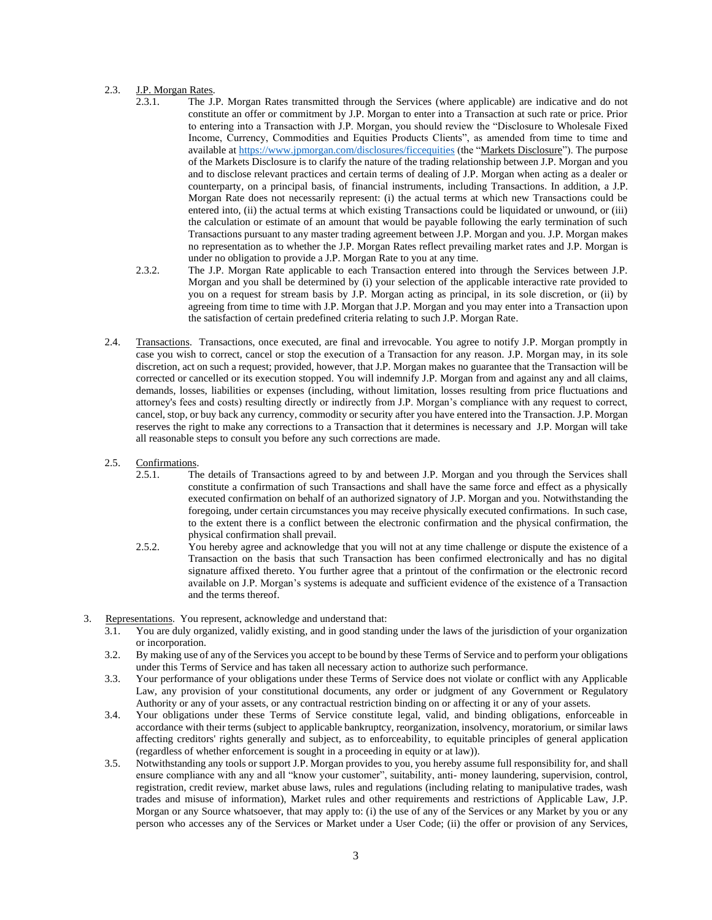2.3. <u>J.P. Morgan Rates</u>.

2.3.1. The J.P. Morgan Rates transmitted through the Services (where applicable) are indicative and do not constitute an offer or commitment by J.P. Morgan to enter into a Transaction at such rate or price. Prior to entering into a Transaction with J.P. Morgan, you should review the "Disclosure to Wholesale Fixed Income, Currency, Commodities and Equities Products Clients", as amended from time to time and available at https://www.jpmorgan.com/disclosures/ficcequities (the "<u>Markets Disclosure</u>"). The purpose of the Markets Disclosure is to clarify the nature of the trading relationship between J.P. Morgan and you and to disclose relevant practices and certain terms of dealing of J.P. Morgan when acting as a dealer or counterparty, on a principal basis, of financial instruments, including Transactions. In addition, a J.P. Morgan Rate does not necessarily represent: (i) the actual terms at which new Transactions could be entered into, (ii) the actual terms at which existing Transactions could be liquidated or unwound, or (iii) the calculation or estimate of an amount that would be payable following the early termination of such Transactions pursuant to any master trading agreement between J.P. Morgan and you. J.P. Morgan makes no representation as to whether the J.P. Morgan Rates reflect prevailing market rates and J.P. Morgan is under no obligation to provide a J.P. Morgan Rate to you at any time.

2.3.2. The J.P. Morgan Rate applicable to each Transaction entered into through the Services between J.P. Morgan and you shall be determined by (i) your selection of the applicable interactive rate provided to you on a request for stream basis by J.P. Morgan acting as principal, in its sole discretion, or (ii) by agreeing from time to time with J.P. Morgan that J.P. Morgan and you may enter into a Transaction upon the satisfaction of certain predefined criteria relating to such J.P. Morgan Rate.

2.4. <u>Transactions</u>. Transactions, once executed, are final and irrevocable. You agree to notify J.P. Morgan promptly in case you wish to correct, cancel or stop the execution of a Transaction for any reason. J.P. Morgan may, in its sole discretion, act on such a request; provided, however, that J.P. Morgan makes no guarantee that the Transaction will be corrected or cancelled or its execution stopped. You will indemnify J.P. Morgan from and against any and all claims, demands, losses, liabilities or expenses (including, without limitation, losses resulting from price fluctuations and attorney's fees and costs) resulting directly or indirectly from J.P. Morgan's compliance with any request to correct, cancel, stop, or buy back any currency, commodity or security after you have entered into the Transaction. J.P. Morgan reserves the right to make any corrections to a Transaction that it determines is necessary and J.P. Morgan will take all reasonable steps to consult you before any such corrections are made.

2.5. <u>Confirmations</u>.

2.5.1. The details of Transactions agreed to by and between J.P. Morgan and you through the Services shall constitute a confirmation of such Transactions and shall have the same force and effect as a physically executed confirmation on behalf of an authorized signatory of J.P. Morgan and you. Notwithstanding the foregoing, under certain circumstances you may receive physically executed confirmations. In such case, to the extent there is a conflict between the electronic confirmation and the physical confirmation, the physical confirmation shall prevail.

2.5.2. You hereby agree and acknowledge that you will not at any time challenge or dispute the existence of a Transaction on the basis that such Transaction has been confirmed electronically and has no digital signature affixed thereto. You further agree that a printout of the confirmation or the electronic record available on J.P. Morgan's systems is adequate and sufficient evidence of the existence of a Transaction and the terms thereof.

3. <u>Representations</u>. You represent, acknowledge and understand that:

3.1. You are duly organized, validly existing, and in good standing under the laws of the jurisdiction of your organization or incorporation.

3.2. By making use of any of the Services you accept to be bound by these Terms of Service and to perform your obligations under this Terms of Service and has taken all necessary action to authorize such performance.

3.3. Your performance of your obligations under these Terms of Service does not violate or conflict with any Applicable Law, any provision of your constitutional documents, any order or judgment of any Government or Regulatory Authority or any of your assets, or any contractual restriction binding on or affecting it or any of your assets.

3.4. Your obligations under these Terms of Service constitute legal, valid, and binding obligations, enforceable in accordance with their terms (subject to applicable bankruptcy, reorganization, insolvency, moratorium, or similar laws affecting creditors' rights generally and subject, as to enforceability, to equitable principles of general application (regardless of whether enforcement is sought in a proceeding in equity or at law)).

3.5. Notwithstanding any tools or support J.P. Morgan provides to you, you hereby assume full responsibility for, and shall ensure compliance with any and all "know your customer", suitability, anti- money laundering, supervision, control, registration, credit review, market abuse laws, rules and regulations (including relating to manipulative trades, wash trades and misuse of information), Market rules and other requirements and restrictions of Applicable Law, J.P. Morgan or any Source whatsoever, that may apply to: (i) the use of any of the Services or any Market by you or any person who accesses any of the Services or Market under a User Code; (ii) the offer or provision of any Services,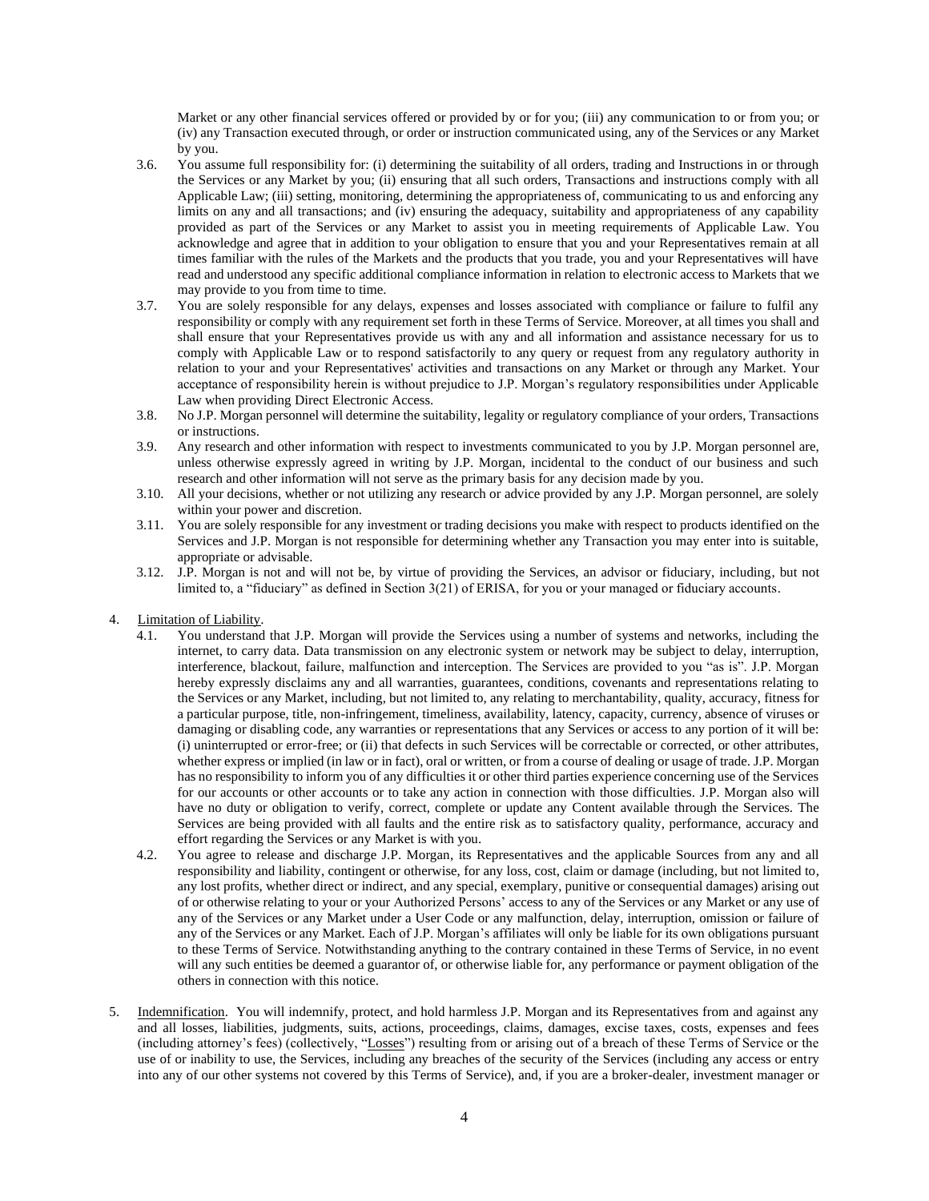Market or any other financial services offered or provided by or for you; (iii) any communication to or from you; or (iv) any Transaction executed through, or order or instruction communicated using, any of the Services or any Market by you.

3.6. You assume full responsibility for: (i) determining the suitability of all orders, trading and Instructions in or through the Services or any Market by you; (ii) ensuring that all such orders, Transactions and instructions comply with all Applicable Law; (iii) setting, monitoring, determining the appropriateness of, communicating to us and enforcing any limits on any and all transactions; and (iv) ensuring the adequacy, suitability and appropriateness of any capability provided as part of the Services or any Market to assist you in meeting requirements of Applicable Law. You acknowledge and agree that in addition to your obligation to ensure that you and your Representatives remain at all times familiar with the rules of the Markets and the products that you trade, you and your Representatives will have read and understood any specific additional compliance information in relation to electronic access to Markets that we may provide to you from time to time.

3.7. You are solely responsible for any delays, expenses and losses associated with compliance or failure to fulfil any responsibility or comply with any requirement set forth in these Terms of Service. Moreover, at all times you shall and shall ensure that your Representatives provide us with any and all information and assistance necessary for us to comply with Applicable Law or to respond satisfactorily to any query or request from any regulatory authority in relation to your and your Representatives' activities and transactions on any Market or through any Market. Your acceptance of responsibility herein is without prejudice to J.P. Morgan's regulatory responsibilities under Applicable Law when providing Direct Electronic Access.

3.8. No J.P. Morgan personnel will determine the suitability, legality or regulatory compliance of your orders, Transactions or instructions.

3.9. Any research and other information with respect to investments communicated to you by J.P. Morgan personnel are, unless otherwise expressly agreed in writing by J.P. Morgan, incidental to the conduct of our business and such research and other information will not serve as the primary basis for any decision made by you.

3.10. All your decisions, whether or not utilizing any research or advice provided by any J.P. Morgan personnel, are solely within your power and discretion.

3.11. You are solely responsible for any investment or trading decisions you make with respect to products identified on the Services and J.P. Morgan is not responsible for determining whether any Transaction you may enter into is suitable, appropriate or advisable.

3.12. J.P. Morgan is not and will not be, by virtue of providing the Services, an advisor or fiduciary, including, but not limited to, a "fiduciary" as defined in Section 3(21) of ERISA, for you or your managed or fiduciary accounts.

4. Limitation of Liability.

4.1. You understand that J.P. Morgan will provide the Services using a number of systems and networks, including the internet, to carry data. Data transmission on any electronic system or network may be subject to delay, interruption, interference, blackout, failure, malfunction and interception. The Services are provided to you "as is". J.P. Morgan hereby expressly disclaims any and all warranties, guarantees, conditions, covenants and representations relating to the Services or any Market, including, but not limited to, any relating to merchantability, quality, accuracy, fitness for a particular purpose, title, non-infringement, timeliness, availability, latency, capacity, currency, absence of viruses or damaging or disabling code, any warranties or representations that any Services or access to any portion of it will be: (i) uninterrupted or error-free; or (ii) that defects in such Services will be correctable or corrected, or other attributes, whether express or implied (in law or in fact), oral or written, or from a course of dealing or usage of trade. J.P. Morgan has no responsibility to inform you of any difficulties it or other third parties experience concerning use of the Services for our accounts or other accounts or to take any action in connection with those difficulties. J.P. Morgan also will have no duty or obligation to verify, correct, complete or update any Content available through the Services. The Services are being provided with all faults and the entire risk as to satisfactory quality, performance, accuracy and effort regarding the Services or any Market is with you.

4.2. You agree to release and discharge J.P. Morgan, its Representatives and the applicable Sources from any and all responsibility and liability, contingent or otherwise, for any loss, cost, claim or damage (including, but not limited to, any lost profits, whether direct or indirect, and any special, exemplary, punitive or consequential damages) arising out of or otherwise relating to your or your Authorized Persons' access to any of the Services or any Market or any use of any of the Services or any Market under a User Code or any malfunction, delay, interruption, omission or failure of any of the Services or any Market. Each of J.P. Morgan's affiliates will only be liable for its own obligations pursuant to these Terms of Service. Notwithstanding anything to the contrary contained in these Terms of Service, in no event will any such entities be deemed a guarantor of, or otherwise liable for, any performance or payment obligation of the others in connection with this notice.

5. Indemnification. You will indemnify, protect, and hold harmless J.P. Morgan and its Representatives from and against any and all losses, liabilities, judgments, suits, actions, proceedings, claims, damages, excise taxes, costs, expenses and fees (including attorney's fees) (collectively, "Losses") resulting from or arising out of a breach of these Terms of Service or the use of or inability to use, the Services, including any breaches of the security of the Services (including any access or entry into any of our other systems not covered by this Terms of Service), and, if you are a broker-dealer, investment manager or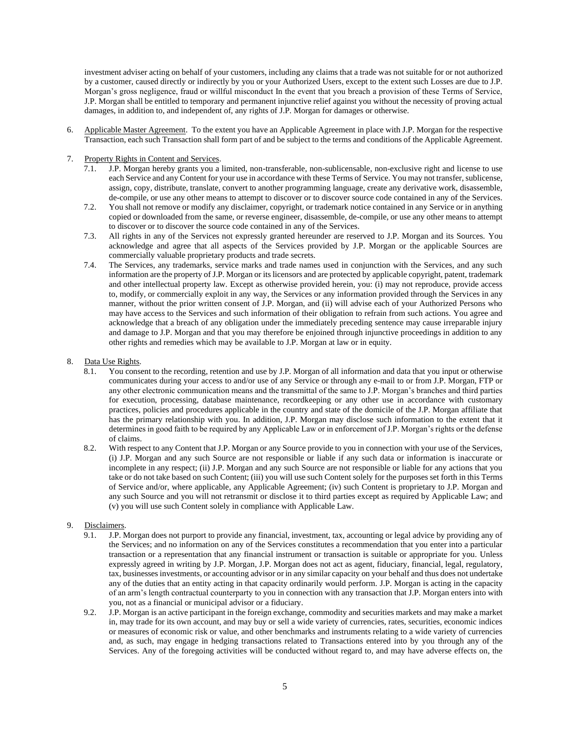investment adviser acting on behalf of your customers, including any claims that a trade was not suitable for or not authorized by a customer, caused directly or indirectly by you or your Authorized Users, except to the extent such Losses are due to J.P. Morgan's gross negligence, fraud or willful misconduct In the event that you breach a provision of these Terms of Service, J.P. Morgan shall be entitled to temporary and permanent injunctive relief against you without the necessity of proving actual damages, in addition to, and independent of, any rights of J.P. Morgan for damages or otherwise.

6. Applicable Master Agreement. To the extent you have an Applicable Agreement in place with J.P. Morgan for the respective Transaction, each such Transaction shall form part of and be subject to the terms and conditions of the Applicable Agreement.

7. Property Rights in Content and Services.
   - 7.1. J.P. Morgan hereby grants you a limited, non-transferable, non-sublicensable, non-exclusive right and license to use each Service and any Content for your use in accordance with these Terms of Service. You may not transfer, sublicense, assign, copy, distribute, translate, convert to another programming language, create any derivative work, disassemble, de-compile, or use any other means to attempt to discover or to discover source code contained in any of the Services.
   - 7.2. You shall not remove or modify any disclaimer, copyright, or trademark notice contained in any Service or in anything copied or downloaded from the same, or reverse engineer, disassemble, de-compile, or use any other means to attempt to discover or to discover the source code contained in any of the Services.
   - 7.3. All rights in any of the Services not expressly granted hereunder are reserved to J.P. Morgan and its Sources. You acknowledge and agree that all aspects of the Services provided by J.P. Morgan or the applicable Sources are commercially valuable proprietary products and trade secrets.
   - 7.4. The Services, any trademarks, service marks and trade names used in conjunction with the Services, and any such information are the property of J.P. Morgan or its licensors and are protected by applicable copyright, patent, trademark and other intellectual property law. Except as otherwise provided herein, you: (i) may not reproduce, provide access to, modify, or commercially exploit in any way, the Services or any information provided through the Services in any manner, without the prior written consent of J.P. Morgan, and (ii) will advise each of your Authorized Persons who may have access to the Services and such information of their obligation to refrain from such actions. You agree and acknowledge that a breach of any obligation under the immediately preceding sentence may cause irreparable injury and damage to J.P. Morgan and that you may therefore be enjoined through injunctive proceedings in addition to any other rights and remedies which may be available to J.P. Morgan at law or in equity.

8. Data Use Rights.
   - 8.1. You consent to the recording, retention and use by J.P. Morgan of all information and data that you input or otherwise communicates during your access to and/or use of any Service or through any e-mail to or from J.P. Morgan, FTP or any other electronic communication means and the transmittal of the same to J.P. Morgan's branches and third parties for execution, processing, database maintenance, recordkeeping or any other use in accordance with customary practices, policies and procedures applicable in the country and state of the domicile of the J.P. Morgan affiliate that has the primary relationship with you. In addition, J.P. Morgan may disclose such information to the extent that it determines in good faith to be required by any Applicable Law or in enforcement of J.P. Morgan's rights or the defense of claims.
   - 8.2. With respect to any Content that J.P. Morgan or any Source provide to you in connection with your use of the Services, (i) J.P. Morgan and any such Source are not responsible or liable if any such data or information is inaccurate or incomplete in any respect; (ii) J.P. Morgan and any such Source are not responsible or liable for any actions that you take or do not take based on such Content; (iii) you will use such Content solely for the purposes set forth in this Terms of Service and/or, where applicable, any Applicable Agreement; (iv) such Content is proprietary to J.P. Morgan and any such Source and you will not retransmit or disclose it to third parties except as required by Applicable Law; and (v) you will use such Content solely in compliance with Applicable Law.

9. Disclaimers.
   - 9.1. J.P. Morgan does not purport to provide any financial, investment, tax, accounting or legal advice by providing any of the Services; and no information on any of the Services constitutes a recommendation that you enter into a particular transaction or a representation that any financial instrument or transaction is suitable or appropriate for you. Unless expressly agreed in writing by J.P. Morgan, J.P. Morgan does not act as agent, fiduciary, financial, legal, regulatory, tax, businesses investments, or accounting advisor or in any similar capacity on your behalf and thus does not undertake any of the duties that an entity acting in that capacity ordinarily would perform. J.P. Morgan is acting in the capacity of an arm's length contractual counterparty to you in connection with any transaction that J.P. Morgan enters into with you, not as a financial or municipal advisor or a fiduciary.
   - 9.2. J.P. Morgan is an active participant in the foreign exchange, commodity and securities markets and may make a market in, may trade for its own account, and may buy or sell a wide variety of currencies, rates, securities, economic indices or measures of economic risk or value, and other benchmarks and instruments relating to a wide variety of currencies and, as such, may engage in hedging transactions related to Transactions entered into by you through any of the Services. Any of the foregoing activities will be conducted without regard to, and may have adverse effects on, the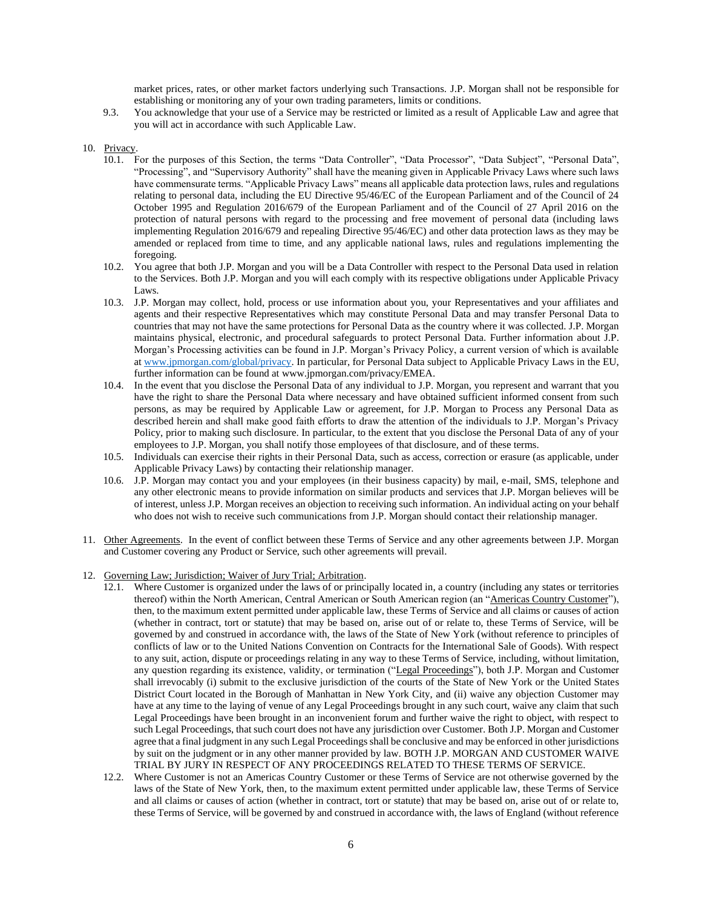market prices, rates, or other market factors underlying such Transactions. J.P. Morgan shall not be responsible for establishing or monitoring any of your own trading parameters, limits or conditions.

9.3. You acknowledge that your use of a Service may be restricted or limited as a result of Applicable Law and agree that you will act in accordance with such Applicable Law.

10. Privacy.

10.1. For the purposes of this Section, the terms "Data Controller", "Data Processor", "Data Subject", "Personal Data", "Processing", and "Supervisory Authority" shall have the meaning given in Applicable Privacy Laws where such laws have commensurate terms. "Applicable Privacy Laws" means all applicable data protection laws, rules and regulations relating to personal data, including the EU Directive 95/46/EC of the European Parliament and of the Council of 24 October 1995 and Regulation 2016/679 of the European Parliament and of the Council of 27 April 2016 on the protection of natural persons with regard to the processing and free movement of personal data (including laws implementing Regulation 2016/679 and repealing Directive 95/46/EC) and other data protection laws as they may be amended or replaced from time to time, and any applicable national laws, rules and regulations implementing the foregoing.

10.2. You agree that both J.P. Morgan and you will be a Data Controller with respect to the Personal Data used in relation to the Services. Both J.P. Morgan and you will each comply with its respective obligations under Applicable Privacy Laws.

10.3. J.P. Morgan may collect, hold, process or use information about you, your Representatives and your affiliates and agents and their respective Representatives which may constitute Personal Data and may transfer Personal Data to countries that may not have the same protections for Personal Data as the country where it was collected. J.P. Morgan maintains physical, electronic, and procedural safeguards to protect Personal Data. Further information about J.P. Morgan's Processing activities can be found in J.P. Morgan's Privacy Policy, a current version of which is available at [www.jpmorgan.com/global/privacy](www.jpmorgan.com/global/privacy). In particular, for Personal Data subject to Applicable Privacy Laws in the EU, further information can be found at www.jpmorgan.com/privacy/EMEA.

10.4. In the event that you disclose the Personal Data of any individual to J.P. Morgan, you represent and warrant that you have the right to share the Personal Data where necessary and have obtained sufficient informed consent from such persons, as may be required by Applicable Law or agreement, for J.P. Morgan to Process any Personal Data as described herein and shall make good faith efforts to draw the attention of the individuals to J.P. Morgan's Privacy Policy, prior to making such disclosure. In particular, to the extent that you disclose the Personal Data of any of your employees to J.P. Morgan, you shall notify those employees of that disclosure, and of these terms.

10.5. Individuals can exercise their rights in their Personal Data, such as access, correction or erasure (as applicable, under Applicable Privacy Laws) by contacting their relationship manager.

10.6. J.P. Morgan may contact you and your employees (in their business capacity) by mail, e-mail, SMS, telephone and any other electronic means to provide information on similar products and services that J.P. Morgan believes will be of interest, unless J.P. Morgan receives an objection to receiving such information. An individual acting on your behalf who does not wish to receive such communications from J.P. Morgan should contact their relationship manager.

11. Other Agreements. In the event of conflict between these Terms of Service and any other agreements between J.P. Morgan and Customer covering any Product or Service, such other agreements will prevail.

12. Governing Law; Jurisdiction; Waiver of Jury Trial; Arbitration.

12.1. Where Customer is organized under the laws of or principally located in, a country (including any states or territories thereof) within the North American, Central American or South American region (an "Americas Country Customer"), then, to the maximum extent permitted under applicable law, these Terms of Service and all claims or causes of action (whether in contract, tort or statute) that may be based on, arise out of or relate to, these Terms of Service, will be governed by and construed in accordance with, the laws of the State of New York (without reference to principles of conflicts of law or to the United Nations Convention on Contracts for the International Sale of Goods). With respect to any suit, action, dispute or proceedings relating in any way to these Terms of Service, including, without limitation, any question regarding its existence, validity, or termination ("Legal Proceedings"), both J.P. Morgan and Customer shall irrevocably (i) submit to the exclusive jurisdiction of the courts of the State of New York or the United States District Court located in the Borough of Manhattan in New York City, and (ii) waive any objection Customer may have at any time to the laying of venue of any Legal Proceedings brought in any such court, waive any claim that such Legal Proceedings have been brought in an inconvenient forum and further waive the right to object, with respect to such Legal Proceedings, that such court does not have any jurisdiction over Customer. Both J.P. Morgan and Customer agree that a final judgment in any such Legal Proceedings shall be conclusive and may be enforced in other jurisdictions by suit on the judgment or in any other manner provided by law. BOTH J.P. MORGAN AND CUSTOMER WAIVE TRIAL BY JURY IN RESPECT OF ANY PROCEEDINGS RELATED TO THESE TERMS OF SERVICE.

12.2. Where Customer is not an Americas Country Customer or these Terms of Service are not otherwise governed by the laws of the State of New York, then, to the maximum extent permitted under applicable law, these Terms of Service and all claims or causes of action (whether in contract, tort or statute) that may be based on, arise out of or relate to, these Terms of Service, will be governed by and construed in accordance with, the laws of England (without reference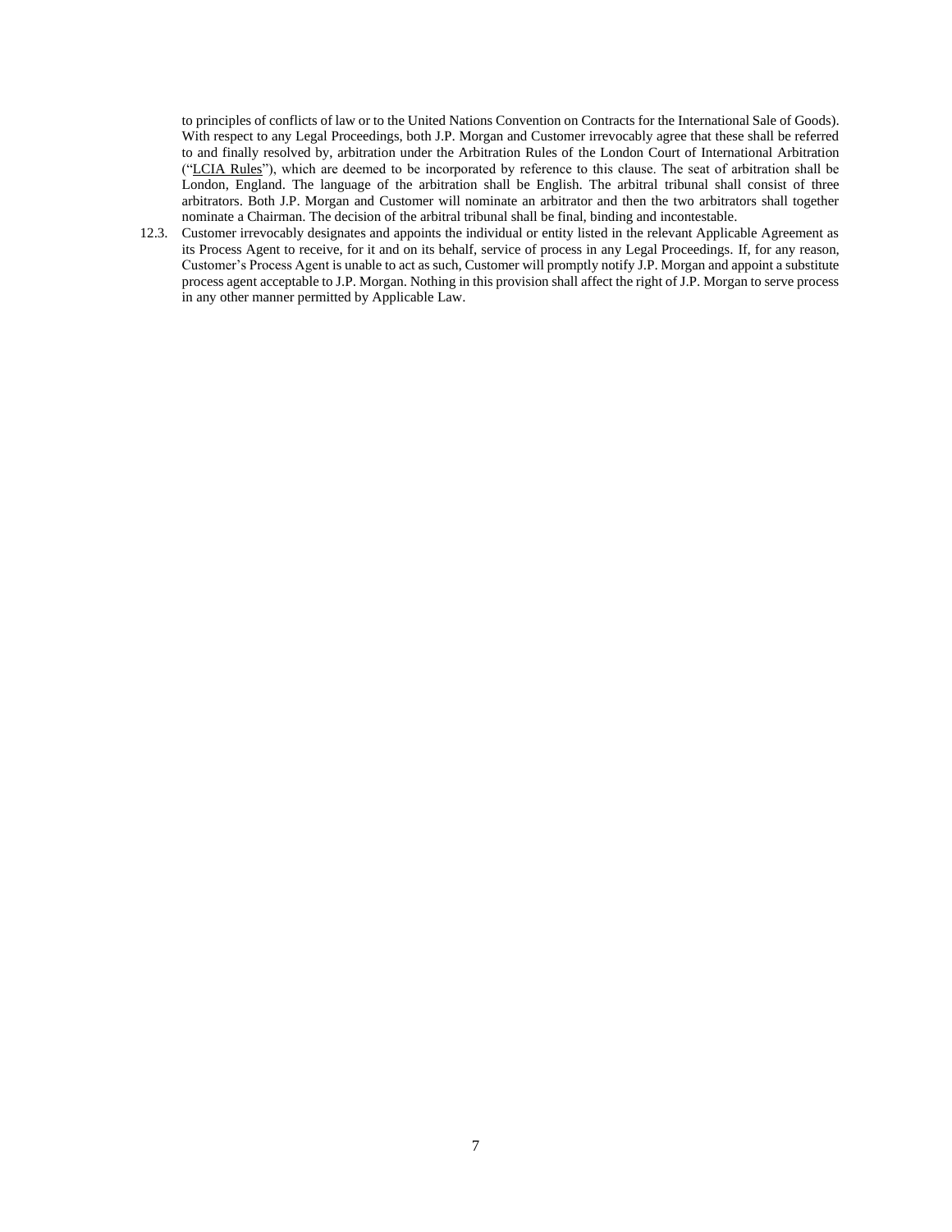to principles of conflicts of law or to the United Nations Convention on Contracts for the International Sale of Goods). With respect to any Legal Proceedings, both J.P. Morgan and Customer irrevocably agree that these shall be referred to and finally resolved by, arbitration under the Arbitration Rules of the London Court of International Arbitration ("LCIA Rules"), which are deemed to be incorporated by reference to this clause. The seat of arbitration shall be London, England. The language of the arbitration shall be English. The arbitral tribunal shall consist of three arbitrators. Both J.P. Morgan and Customer will nominate an arbitrator and then the two arbitrators shall together nominate a Chairman. The decision of the arbitral tribunal shall be final, binding and incontestable.

12.3. Customer irrevocably designates and appoints the individual or entity listed in the relevant Applicable Agreement as its Process Agent to receive, for it and on its behalf, service of process in any Legal Proceedings. If, for any reason, Customer's Process Agent is unable to act as such, Customer will promptly notify J.P. Morgan and appoint a substitute process agent acceptable to J.P. Morgan. Nothing in this provision shall affect the right of J.P. Morgan to serve process in any other manner permitted by Applicable Law.